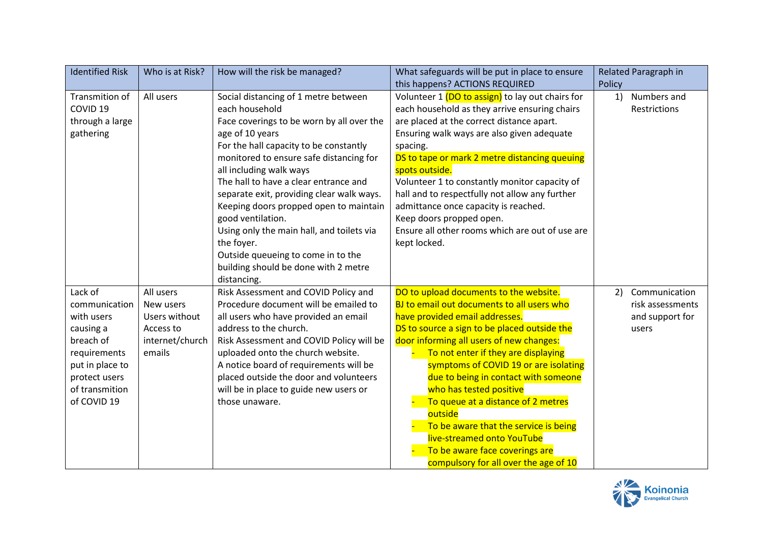| Identified Risk | Who is at Risk? | How will the risk be managed? | What safeguards will be put in place to ensure this happens? ACTIONS REQUIRED | Related Paragraph in Policy |
|---|---|---|---|---|
| Transmition of COVID 19 through a large gathering | All users | Social distancing of 1 metre between each household<br>Face coverings to be worn by all over the age of 10 years<br>For the hall capacity to be constantly monitored to ensure safe distancing for all including walk ways<br>The hall to have a clear entrance and separate exit, providing clear walk ways.<br>Keeping doors propped open to maintain good ventilation.<br>Using only the main hall, and toilets via the foyer.<br>Outside queueing to come in to the building should be done with 2 metre distancing. | Volunteer 1 (DO to assign) to lay out chairs for each household as they arrive ensuring chairs are placed at the correct distance apart. Ensuring walk ways are also given adequate spacing.<br>DS to tape or mark 2 metre distancing queuing spots outside.<br>Volunteer 1 to constantly monitor capacity of hall and to respectfully not allow any further admittance once capacity is reached.<br>Keep doors propped open.<br>Ensure all other rooms which are out of use are kept locked. | 1) Numbers and Restrictions |
| Lack of communication with users causing a breach of requirements put in place to protect users of transmition of COVID 19 | All users<br>New users<br>Users without Access to internet/church emails | Risk Assessment and COVID Policy and Procedure document will be emailed to all users who have provided an email address to the church.<br>Risk Assessment and COVID Policy will be uploaded onto the church website.<br>A notice board of requirements will be placed outside the door and volunteers will be in place to guide new users or those unaware. | DO to upload documents to the website.<br>BJ to email out documents to all users who have provided email addresses.<br>DS to source a sign to be placed outside the door informing all users of new changes:<br>- To not enter if they are displaying symptoms of COVID 19 or are isolating due to being in contact with someone who has tested positive<br>- To queue at a distance of 2 metres outside<br>- To be aware that the service is being live-streamed onto YouTube<br>- To be aware face coverings are compulsory for all over the age of 10 | 2) Communication risk assessments and support for users |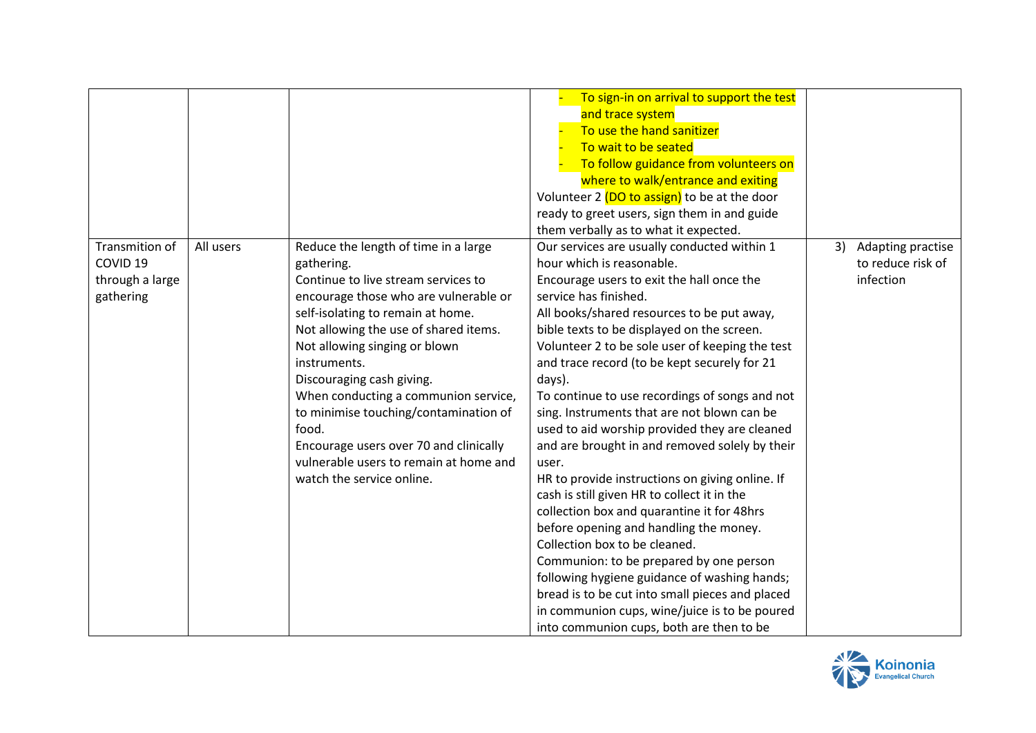| | | | | |
|---|---|---|---|---|
| | | | - To sign-in on arrival to support the test and trace system<br>- To use the hand sanitizer<br>- To wait to be seated<br>- To follow guidance from volunteers on where to walk/entrance and exiting<br>Volunteer 2 (DO to assign) to be at the door ready to greet users, sign them in and guide them verbally as to what it expected. | |
| Transmition of COVID 19 through a large gathering | All users | Reduce the length of time in a large gathering.<br>Continue to live stream services to encourage those who are vulnerable or self-isolating to remain at home.<br>Not allowing the use of shared items.<br>Not allowing singing or blown instruments.<br>Discouraging cash giving.<br>When conducting a communion service, to minimise touching/contamination of food.<br>Encourage users over 70 and clinically vulnerable users to remain at home and watch the service online. | Our services are usually conducted within 1 hour which is reasonable.<br>Encourage users to exit the hall once the service has finished.<br>All books/shared resources to be put away, bible texts to be displayed on the screen.<br>Volunteer 2 to be sole user of keeping the test and trace record (to be kept securely for 21 days).<br>To continue to use recordings of songs and not sing. Instruments that are not blown can be used to aid worship provided they are cleaned and are brought in and removed solely by their user.<br>HR to provide instructions on giving online. If cash is still given HR to collect it in the collection box and quarantine it for 48hrs before opening and handling the money.<br>Collection box to be cleaned.<br>Communion: to be prepared by one person following hygiene guidance of washing hands; bread is to be cut into small pieces and placed in communion cups, wine/juice is to be poured into communion cups, both are then to be | 3) Adapting practise to reduce risk of infection |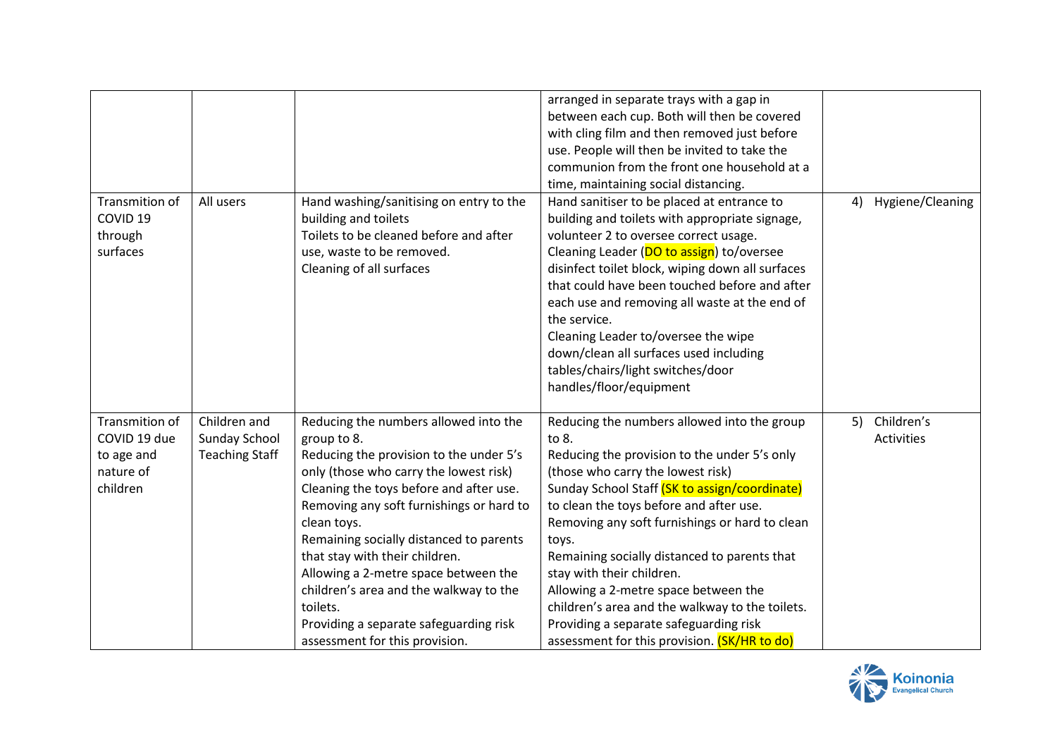| | | | | |
|---|---|---|---|---|
| | | | arranged in separate trays with a gap in between each cup. Both will then be covered with cling film and then removed just before use. People will then be invited to take the communion from the front one household at a time, maintaining social distancing. | |
| Transmition of COVID 19 through surfaces | All users | Hand washing/sanitising on entry to the building and toilets<br>Toilets to be cleaned before and after use, waste to be removed.<br>Cleaning of all surfaces | Hand sanitiser to be placed at entrance to building and toilets with appropriate signage, volunteer 2 to oversee correct usage.<br>Cleaning Leader (DO to assign) to/oversee disinfect toilet block, wiping down all surfaces that could have been touched before and after each use and removing all waste at the end of the service.<br>Cleaning Leader to/oversee the wipe down/clean all surfaces used including tables/chairs/light switches/door handles/floor/equipment | 4) Hygiene/Cleaning |
| Transmition of COVID 19 due to age and nature of children | Children and Sunday School Teaching Staff | Reducing the numbers allowed into the group to 8.<br>Reducing the provision to the under 5's only (those who carry the lowest risk)<br>Cleaning the toys before and after use.<br>Removing any soft furnishings or hard to clean toys.<br>Remaining socially distanced to parents that stay with their children.<br>Allowing a 2-metre space between the children's area and the walkway to the toilets.<br>Providing a separate safeguarding risk assessment for this provision. | Reducing the numbers allowed into the group to 8.<br>Reducing the provision to the under 5's only (those who carry the lowest risk)<br>Sunday School Staff (SK to assign/coordinate) to clean the toys before and after use.<br>Removing any soft furnishings or hard to clean toys.<br>Remaining socially distanced to parents that stay with their children.<br>Allowing a 2-metre space between the children's area and the walkway to the toilets.<br>Providing a separate safeguarding risk assessment for this provision. (SK/HR to do) | 5) Children's Activities |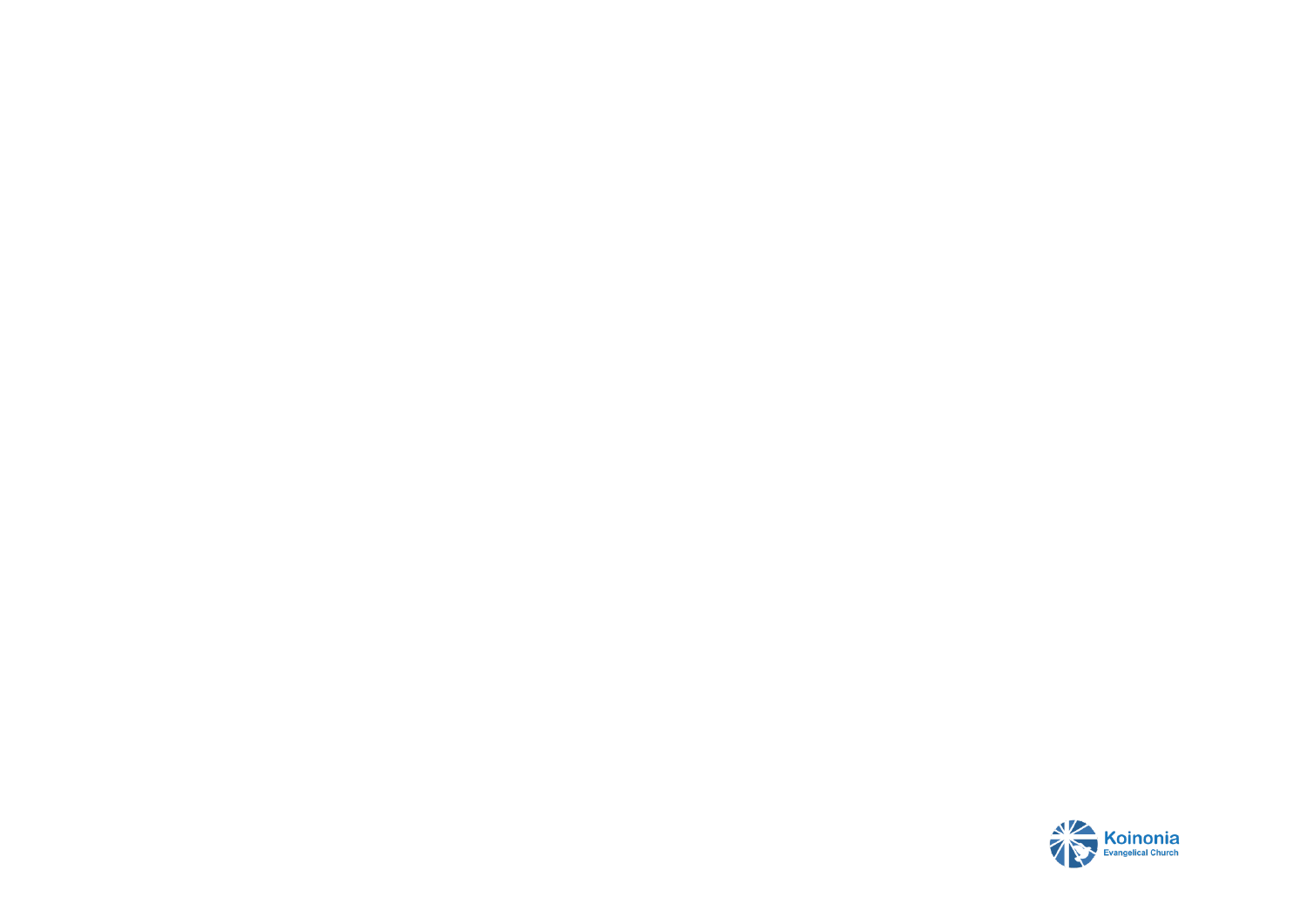Koinonia
Evangelical Church